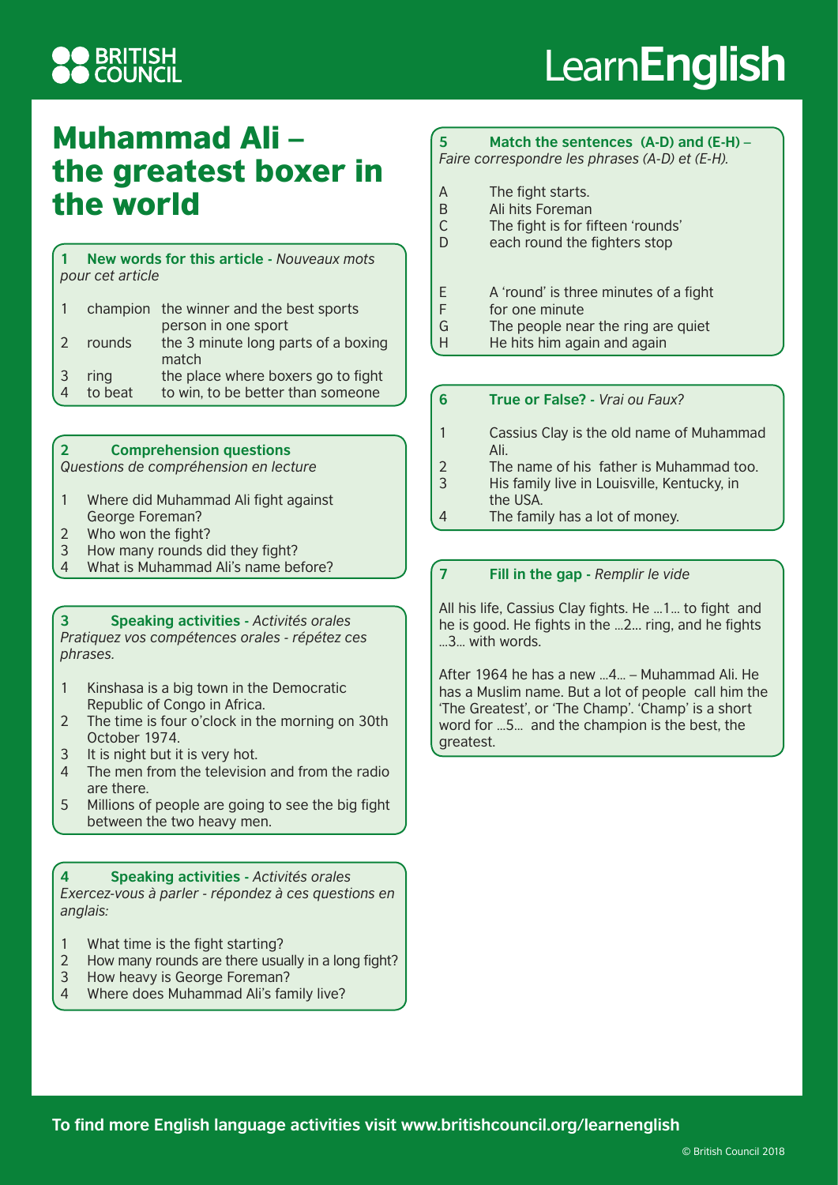# Muhammad Ali – the greatest boxer in the world

## 1 New words for this article - *Nouveaux mots pour cet article*

| | | |
|---|---|---|
| 1 | champion | the winner and the best sports person in one sport |
| 2 | rounds | the 3 minute long parts of a boxing match |
| 3 | ring | the place where boxers go to fight |
| 4 | to beat | to win, to be better than someone |

## 2 Comprehension questions

*Questions de compréhension en lecture*

1. Where did Muhammad Ali fight against George Foreman?
2. Who won the fight?
3. How many rounds did they fight?
4. What is Muhammad Ali's name before?

## 3 Speaking activities - *Activités orales*

*Pratiquez vos compétences orales - répétez ces phrases.*

1. Kinshasa is a big town in the Democratic Republic of Congo in Africa.
2. The time is four o'clock in the morning on 30th October 1974.
3. It is night but it is very hot.
4. The men from the television and from the radio are there.
5. Millions of people are going to see the big fight between the two heavy men.

## 4 Speaking activities - *Activités orales*

*Exercez-vous à parler - répondez à ces questions en anglais:*

1. What time is the fight starting?
2. How many rounds are there usually in a long fight?
3. How heavy is George Foreman?
4. Where does Muhammad Ali's family live?

## 5 Match the sentences (A-D) and (E-H) – *Faire correspondre les phrases (A-D) et (E-H).*

A The fight starts.
B Ali hits Foreman
C The fight is for fifteen 'rounds'
D each round the fighters stop

E A 'round' is three minutes of a fight
F for one minute
G The people near the ring are quiet
H He hits him again and again

## 6 True or False? - *Vrai ou Faux?*

1. Cassius Clay is the old name of Muhammad Ali.
2. The name of his father is Muhammad too.
3. His family live in Louisville, Kentucky, in the USA.
4. The family has a lot of money.

## 7 Fill in the gap - *Remplir le vide*

All his life, Cassius Clay fights. He …1… to fight and he is good. He fights in the …2… ring, and he fights …3… with words.

After 1964 he has a new …4… – Muhammad Ali. He has a Muslim name. But a lot of people call him the 'The Greatest', or 'The Champ'. 'Champ' is a short word for …5… and the champion is the best, the greatest.

**To find more English language activities visit www.britishcouncil.org/learnenglish**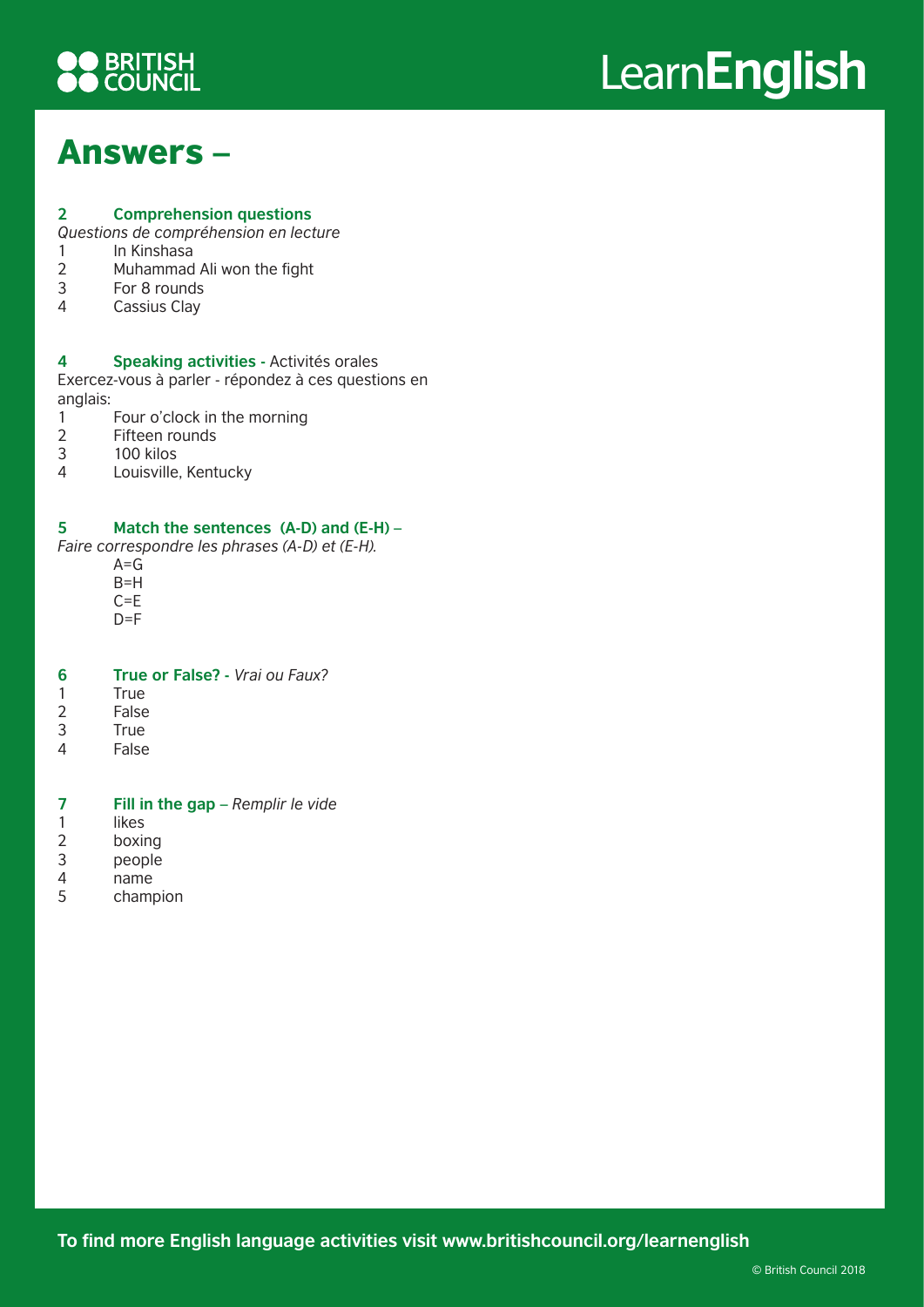# Answers –

### 2 Comprehension questions

*Questions de compréhension en lecture*

1. In Kinshasa
2. Muhammad Ali won the fight
3. For 8 rounds
4. Cassius Clay

### 4 Speaking activities - Activités orales

Exercez-vous à parler - répondez à ces questions en anglais:

1. Four o'clock in the morning
2. Fifteen rounds
3. 100 kilos
4. Louisville, Kentucky

### 5 Match the sentences (A-D) and (E-H) –

*Faire correspondre les phrases (A-D) et (E-H).*

A=G
B=H
C=E
D=F

### 6 True or False? - *Vrai ou Faux?*

1. True
2. False
3. True
4. False

### 7 Fill in the gap – *Remplir le vide*

1. likes
2. boxing
3. people
4. name
5. champion

**To find more English language activities visit www.britishcouncil.org/learnenglish**

© British Council 2018